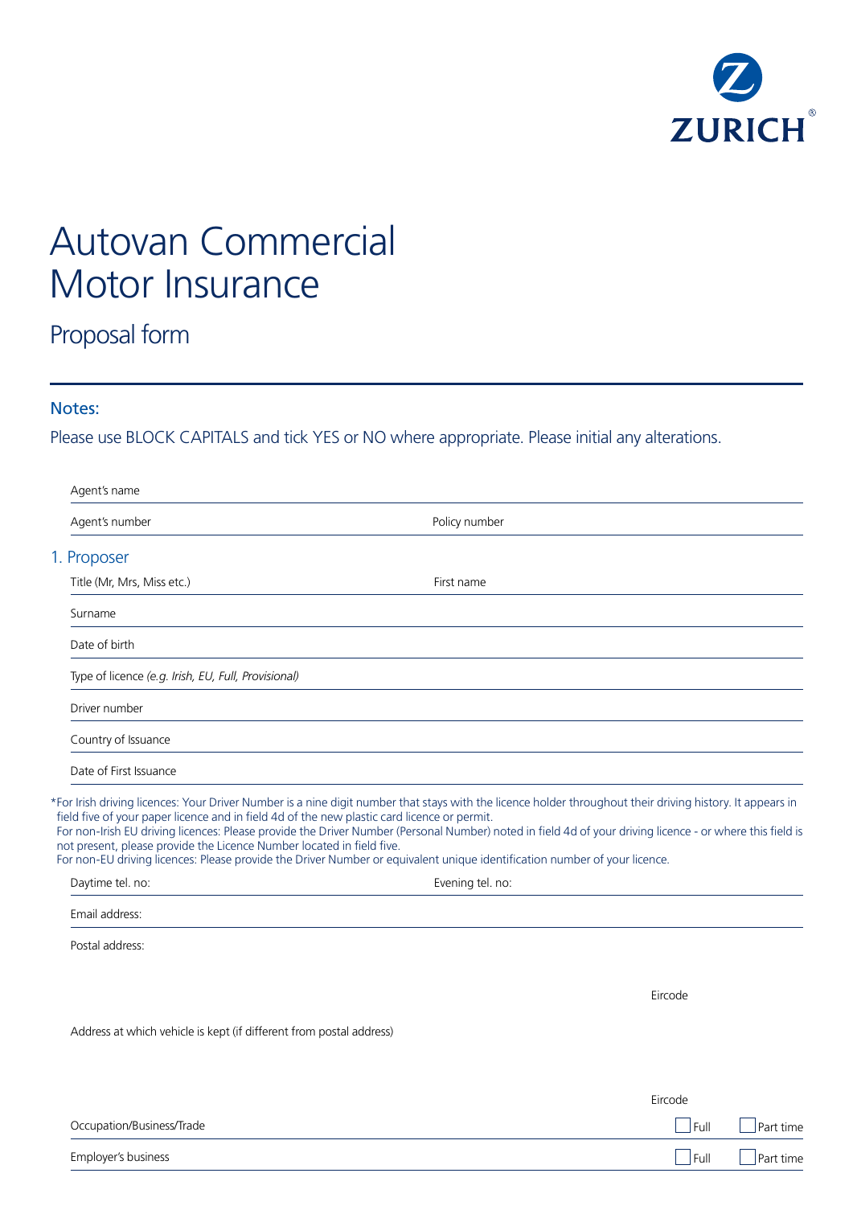ZURICH

# Autovan Commercial Motor Insurance

## Proposal form

### Notes:

Please use BLOCK CAPITALS and tick YES or NO where appropriate. Please initial any alterations.

Agent's name

Agent's number | Policy number

## 1. Proposer

Title (Mr, Mrs, Miss etc.) | First name

Surname

Date of birth

Type of licence *(e.g. Irish, EU, Full, Provisional)*

Driver number

Country of Issuance

Date of First Issuance

*For Irish driving licences: Your Driver Number is a nine digit number that stays with the licence holder throughout their driving history. It appears in field five of your paper licence and in field 4d of the new plastic card licence or permit.
For non-Irish EU driving licences: Please provide the Driver Number (Personal Number) noted in field 4d of your driving licence - or where this field is not present, please provide the Licence Number located in field five.
For non-EU driving licences: Please provide the Driver Number or equivalent unique identification number of your licence.

Daytime tel. no: | Evening tel. no:

Email address:

Postal address:

Eircode

Address at which vehicle is kept (if different from postal address)

Eircode

Occupation/Business/Trade ☐ Full ☐ Part time

Employer's business ☐ Full ☐ Part time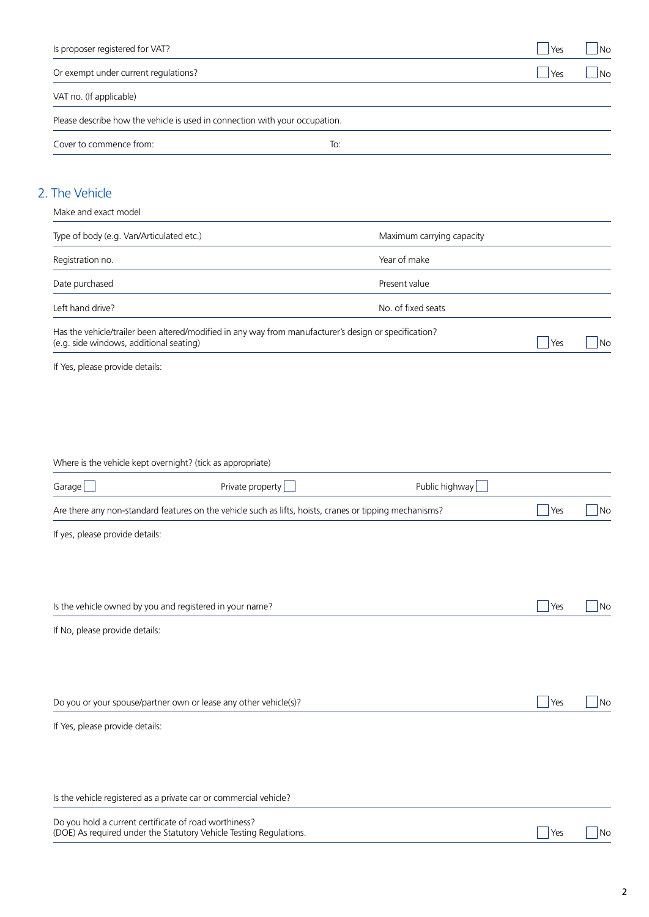Is proposer registered for VAT? ☐ Yes ☐ No

Or exempt under current regulations? ☐ Yes ☐ No

VAT no. (If applicable)

Please describe how the vehicle is used in connection with your occupation.

Cover to commence from: To:

## 2. The Vehicle

Make and exact model

| Type of body (e.g. Van/Articulated etc.) | Maximum carrying capacity |
|---|---|
| Registration no. | Year of make |
| Date purchased | Present value |
| Left hand drive? | No. of fixed seats |

Has the vehicle/trailer been altered/modified in any way from manufacturer's design or specification? (e.g. side windows, additional seating) ☐ Yes ☐ No

If Yes, please provide details:

Where is the vehicle kept overnight? (tick as appropriate)

Garage ☐ Private property ☐ Public highway ☐

Are there any non-standard features on the vehicle such as lifts, hoists, cranes or tipping mechanisms? ☐ Yes ☐ No

If yes, please provide details:

Is the vehicle owned by you and registered in your name? ☐ Yes ☐ No

If No, please provide details:

Do you or your spouse/partner own or lease any other vehicle(s)? ☐ Yes ☐ No

If Yes, please provide details:

Is the vehicle registered as a private car or commercial vehicle?

Do you hold a current certificate of road worthiness? (DOE) As required under the Statutory Vehicle Testing Regulations. ☐ Yes ☐ No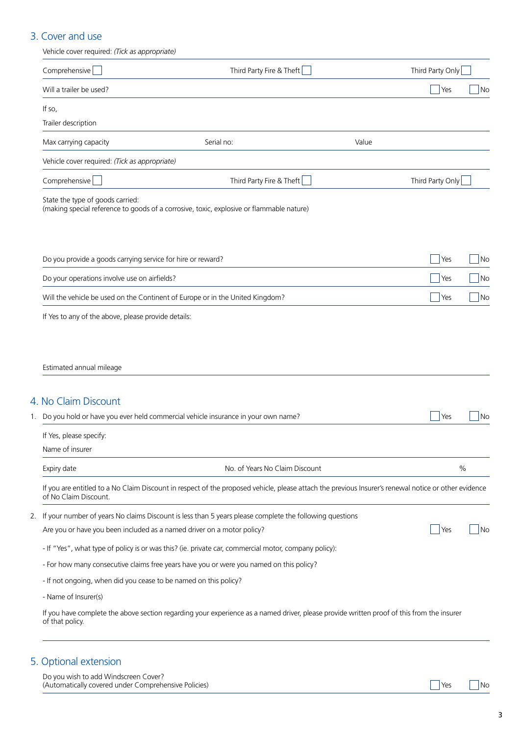## 3. Cover and use

Vehicle cover required: *(Tick as appropriate)*

Comprehensive ☐ Third Party Fire & Theft ☐ Third Party Only ☐

Will a trailer be used? ☐ Yes ☐ No

If so,

Trailer description

Max carrying capacity Serial no: Value

Vehicle cover required: *(Tick as appropriate)*

Comprehensive ☐ Third Party Fire & Theft ☐ Third Party Only ☐

State the type of goods carried:
(making special reference to goods of a corrosive, toxic, explosive or flammable nature)

Do you provide a goods carrying service for hire or reward? ☐ Yes ☐ No

Do your operations involve use on airfields? ☐ Yes ☐ No

Will the vehicle be used on the Continent of Europe or in the United Kingdom? ☐ Yes ☐ No

If Yes to any of the above, please provide details:

Estimated annual mileage

## 4. No Claim Discount

1. Do you hold or have you ever held commercial vehicle insurance in your own name? ☐ Yes ☐ No

   If Yes, please specify:

   Name of insurer

   Expiry date No. of Years No Claim Discount %

   If you are entitled to a No Claim Discount in respect of the proposed vehicle, please attach the previous Insurer's renewal notice or other evidence of No Claim Discount.

2. If your number of years No claims Discount is less than 5 years please complete the following questions

   Are you or have you been included as a named driver on a motor policy? ☐ Yes ☐ No

   - If "Yes", what type of policy is or was this? (ie. private car, commercial motor, company policy):

   - For how many consecutive claims free years have you or were you named on this policy?

   - If not ongoing, when did you cease to be named on this policy?

   - Name of Insurer(s)

   If you have complete the above section regarding your experience as a named driver, please provide written proof of this from the insurer of that policy.

## 5. Optional extension

Do you wish to add Windscreen Cover?
(Automatically covered under Comprehensive Policies) ☐ Yes ☐ No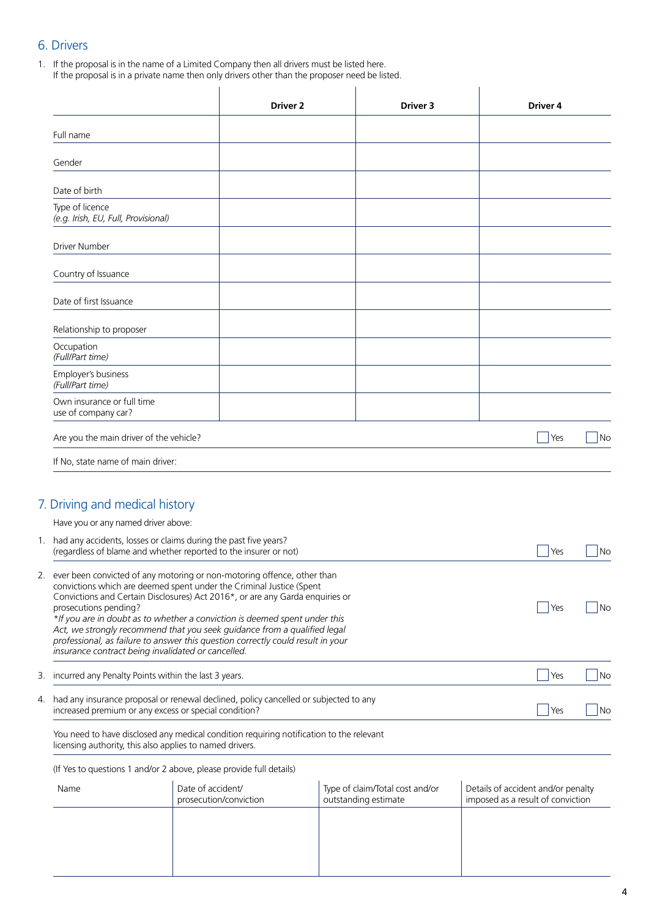## 6. Drivers

1. If the proposal is in the name of a Limited Company then all drivers must be listed here.
   If the proposal is in a private name then only drivers other than the proposer need be listed.

| | Driver 2 | Driver 3 | Driver 4 |
|---|---|---|---|
| Full name | | | |
| Gender | | | |
| Date of birth | | | |
| Type of licence *(e.g. Irish, EU, Full, Provisional)* | | | |
| Driver Number | | | |
| Country of Issuance | | | |
| Date of first Issuance | | | |
| Relationship to proposer | | | |
| Occupation *(Full/Part time)* | | | |
| Employer's business *(Full/Part time)* | | | |
| Own insurance or full time use of company car? | | | |

Are you the main driver of the vehicle? ☐ Yes ☐ No

If No, state name of main driver:

## 7. Driving and medical history

Have you or any named driver above:

1. had any accidents, losses or claims during the past five years? (regardless of blame and whether reported to the insurer or not) ☐ Yes ☐ No
2. ever been convicted of any motoring or non-motoring offence, other than convictions which are deemed spent under the Criminal Justice (Spent Convictions and Certain Disclosures) Act 2016*, or are any Garda enquiries or prosecutions pending? ☐ Yes ☐ No
   *\*If you are in doubt as to whether a conviction is deemed spent under this Act, we strongly recommend that you seek guidance from a qualified legal professional, as failure to answer this question correctly could result in your insurance contract being invalidated or cancelled.*
3. incurred any Penalty Points within the last 3 years. ☐ Yes ☐ No
4. had any insurance proposal or renewal declined, policy cancelled or subjected to any increased premium or any excess or special condition? ☐ Yes ☐ No

You need to have disclosed any medical condition requiring notification to the relevant licensing authority, this also applies to named drivers.

(If Yes to questions 1 and/or 2 above, please provide full details)

| Name | Date of accident/ prosecution/conviction | Type of claim/Total cost and/or outstanding estimate | Details of accident and/or penalty imposed as a result of conviction |
|---|---|---|---|
| | | | |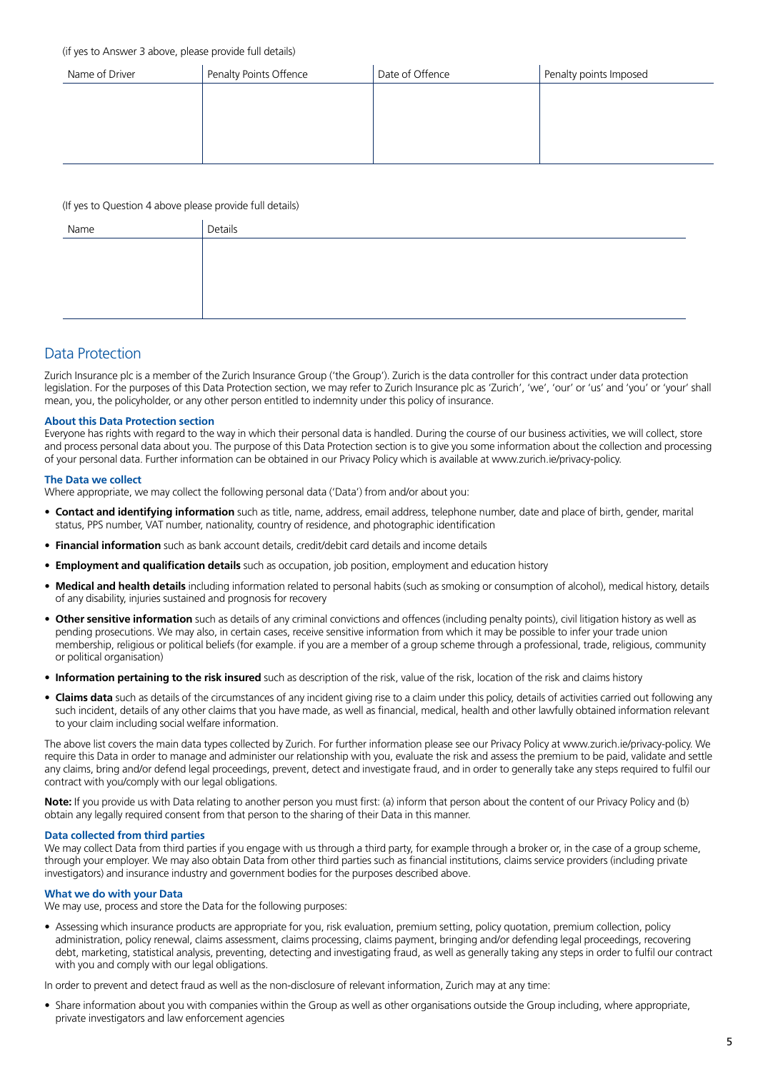(if yes to Answer 3 above, please provide full details)

| Name of Driver | Penalty Points Offence | Date of Offence | Penalty points Imposed |
| --- | --- | --- | --- |
| | | | |

(If yes to Question 4 above please provide full details)

| Name | Details |
| --- | --- |
| | |

## Data Protection

Zurich Insurance plc is a member of the Zurich Insurance Group ('the Group'). Zurich is the data controller for this contract under data protection legislation. For the purposes of this Data Protection section, we may refer to Zurich Insurance plc as 'Zurich', 'we', 'our' or 'us' and 'you' or 'your' shall mean, you, the policyholder, or any other person entitled to indemnity under this policy of insurance.

### About this Data Protection section

Everyone has rights with regard to the way in which their personal data is handled. During the course of our business activities, we will collect, store and process personal data about you. The purpose of this Data Protection section is to give you some information about the collection and processing of your personal data. Further information can be obtained in our Privacy Policy which is available at www.zurich.ie/privacy-policy.

### The Data we collect

Where appropriate, we may collect the following personal data ('Data') from and/or about you:

- **Contact and identifying information** such as title, name, address, email address, telephone number, date and place of birth, gender, marital status, PPS number, VAT number, nationality, country of residence, and photographic identification
- **Financial information** such as bank account details, credit/debit card details and income details
- **Employment and qualification details** such as occupation, job position, employment and education history
- **Medical and health details** including information related to personal habits (such as smoking or consumption of alcohol), medical history, details of any disability, injuries sustained and prognosis for recovery
- **Other sensitive information** such as details of any criminal convictions and offences (including penalty points), civil litigation history as well as pending prosecutions. We may also, in certain cases, receive sensitive information from which it may be possible to infer your trade union membership, religious or political beliefs (for example. if you are a member of a group scheme through a professional, trade, religious, community or political organisation)
- **Information pertaining to the risk insured** such as description of the risk, value of the risk, location of the risk and claims history
- **Claims data** such as details of the circumstances of any incident giving rise to a claim under this policy, details of activities carried out following any such incident, details of any other claims that you have made, as well as financial, medical, health and other lawfully obtained information relevant to your claim including social welfare information.

The above list covers the main data types collected by Zurich. For further information please see our Privacy Policy at www.zurich.ie/privacy-policy. We require this Data in order to manage and administer our relationship with you, evaluate the risk and assess the premium to be paid, validate and settle any claims, bring and/or defend legal proceedings, prevent, detect and investigate fraud, and in order to generally take any steps required to fulfil our contract with you/comply with our legal obligations.

**Note:** If you provide us with Data relating to another person you must first: (a) inform that person about the content of our Privacy Policy and (b) obtain any legally required consent from that person to the sharing of their Data in this manner.

### Data collected from third parties

We may collect Data from third parties if you engage with us through a third party, for example through a broker or, in the case of a group scheme, through your employer. We may also obtain Data from other third parties such as financial institutions, claims service providers (including private investigators) and insurance industry and government bodies for the purposes described above.

### What we do with your Data

We may use, process and store the Data for the following purposes:

- Assessing which insurance products are appropriate for you, risk evaluation, premium setting, policy quotation, premium collection, policy administration, policy renewal, claims assessment, claims processing, claims payment, bringing and/or defending legal proceedings, recovering debt, marketing, statistical analysis, preventing, detecting and investigating fraud, as well as generally taking any steps in order to fulfil our contract with you and comply with our legal obligations.

In order to prevent and detect fraud as well as the non-disclosure of relevant information, Zurich may at any time:

- Share information about you with companies within the Group as well as other organisations outside the Group including, where appropriate, private investigators and law enforcement agencies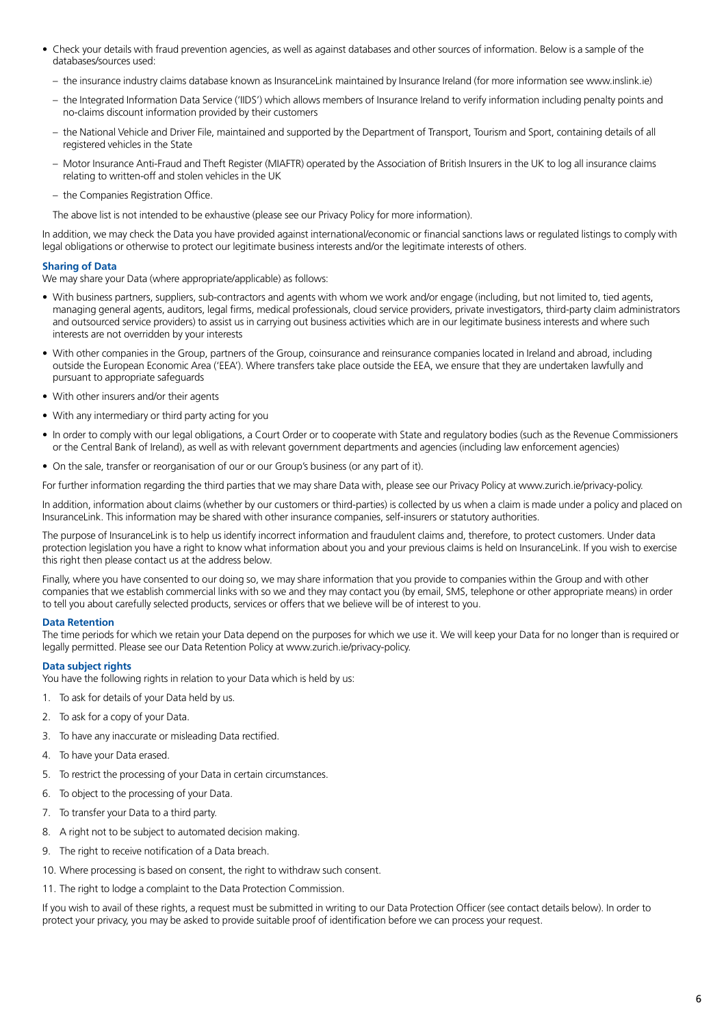- Check your details with fraud prevention agencies, as well as against databases and other sources of information. Below is a sample of the databases/sources used:
  - the insurance industry claims database known as InsuranceLink maintained by Insurance Ireland (for more information see www.inslink.ie)
  - the Integrated Information Data Service ('IIDS') which allows members of Insurance Ireland to verify information including penalty points and no-claims discount information provided by their customers
  - the National Vehicle and Driver File, maintained and supported by the Department of Transport, Tourism and Sport, containing details of all registered vehicles in the State
  - Motor Insurance Anti-Fraud and Theft Register (MIAFTR) operated by the Association of British Insurers in the UK to log all insurance claims relating to written-off and stolen vehicles in the UK
  - the Companies Registration Office.

  The above list is not intended to be exhaustive (please see our Privacy Policy for more information).

In addition, we may check the Data you have provided against international/economic or financial sanctions laws or regulated listings to comply with legal obligations or otherwise to protect our legitimate business interests and/or the legitimate interests of others.

### Sharing of Data

We may share your Data (where appropriate/applicable) as follows:

- With business partners, suppliers, sub-contractors and agents with whom we work and/or engage (including, but not limited to, tied agents, managing general agents, auditors, legal firms, medical professionals, cloud service providers, private investigators, third-party claim administrators and outsourced service providers) to assist us in carrying out business activities which are in our legitimate business interests and where such interests are not overridden by your interests
- With other companies in the Group, partners of the Group, coinsurance and reinsurance companies located in Ireland and abroad, including outside the European Economic Area ('EEA'). Where transfers take place outside the EEA, we ensure that they are undertaken lawfully and pursuant to appropriate safeguards
- With other insurers and/or their agents
- With any intermediary or third party acting for you
- In order to comply with our legal obligations, a Court Order or to cooperate with State and regulatory bodies (such as the Revenue Commissioners or the Central Bank of Ireland), as well as with relevant government departments and agencies (including law enforcement agencies)
- On the sale, transfer or reorganisation of our or our Group's business (or any part of it).

For further information regarding the third parties that we may share Data with, please see our Privacy Policy at www.zurich.ie/privacy-policy.

In addition, information about claims (whether by our customers or third-parties) is collected by us when a claim is made under a policy and placed on InsuranceLink. This information may be shared with other insurance companies, self-insurers or statutory authorities.

The purpose of InsuranceLink is to help us identify incorrect information and fraudulent claims and, therefore, to protect customers. Under data protection legislation you have a right to know what information about you and your previous claims is held on InsuranceLink. If you wish to exercise this right then please contact us at the address below.

Finally, where you have consented to our doing so, we may share information that you provide to companies within the Group and with other companies that we establish commercial links with so we and they may contact you (by email, SMS, telephone or other appropriate means) in order to tell you about carefully selected products, services or offers that we believe will be of interest to you.

### Data Retention

The time periods for which we retain your Data depend on the purposes for which we use it. We will keep your Data for no longer than is required or legally permitted. Please see our Data Retention Policy at www.zurich.ie/privacy-policy.

### Data subject rights

You have the following rights in relation to your Data which is held by us:

1. To ask for details of your Data held by us.
2. To ask for a copy of your Data.
3. To have any inaccurate or misleading Data rectified.
4. To have your Data erased.
5. To restrict the processing of your Data in certain circumstances.
6. To object to the processing of your Data.
7. To transfer your Data to a third party.
8. A right not to be subject to automated decision making.
9. The right to receive notification of a Data breach.
10. Where processing is based on consent, the right to withdraw such consent.
11. The right to lodge a complaint to the Data Protection Commission.

If you wish to avail of these rights, a request must be submitted in writing to our Data Protection Officer (see contact details below). In order to protect your privacy, you may be asked to provide suitable proof of identification before we can process your request.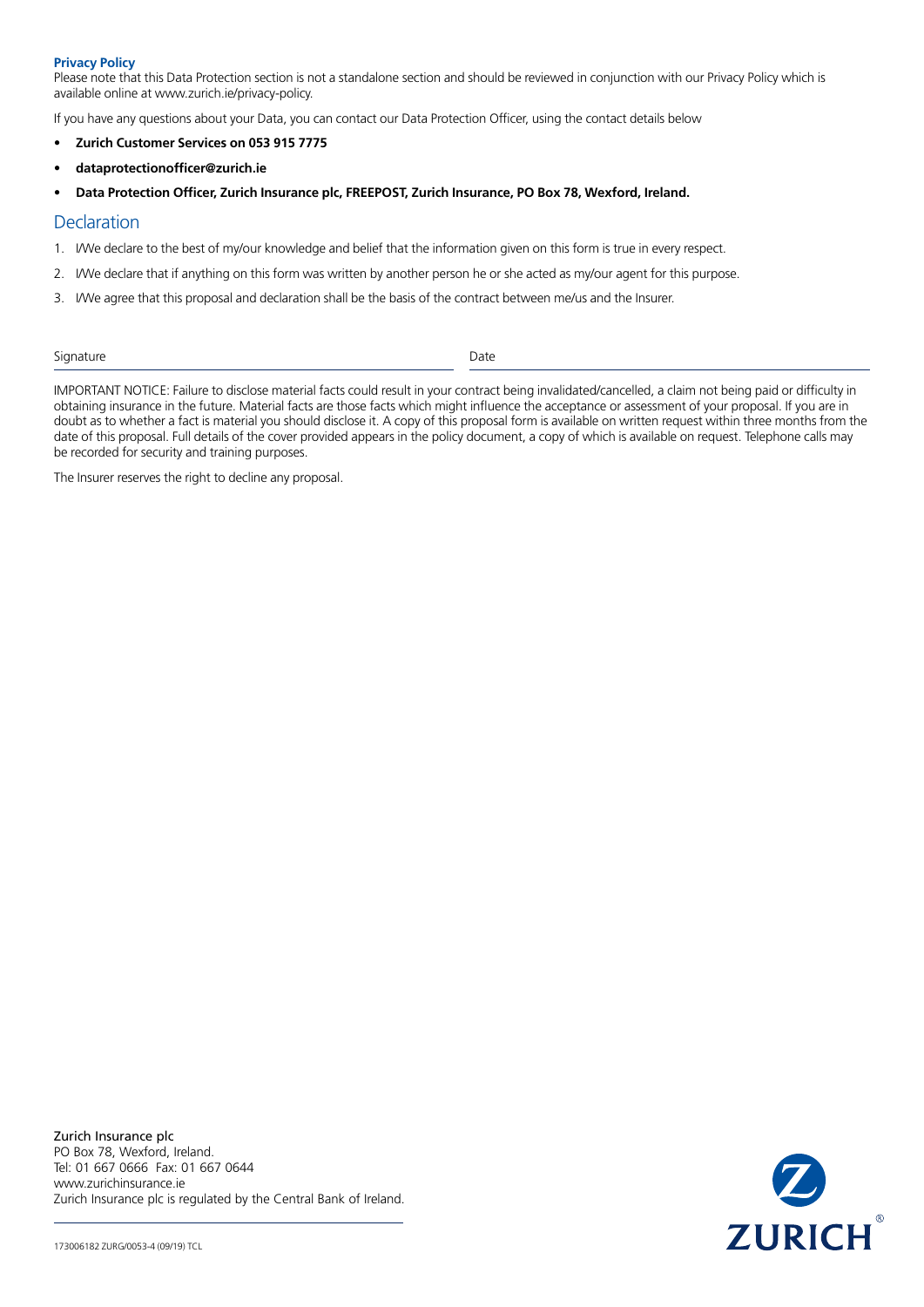**Privacy Policy**

Please note that this Data Protection section is not a standalone section and should be reviewed in conjunction with our Privacy Policy which is available online at www.zurich.ie/privacy-policy.

If you have any questions about your Data, you can contact our Data Protection Officer, using the contact details below

- **Zurich Customer Services on 053 915 7775**
- **dataprotectionofficer@zurich.ie**
- **Data Protection Officer, Zurich Insurance plc, FREEPOST, Zurich Insurance, PO Box 78, Wexford, Ireland.**

## Declaration

1. I/We declare to the best of my/our knowledge and belief that the information given on this form is true in every respect.
2. I/We declare that if anything on this form was written by another person he or she acted as my/our agent for this purpose.
3. I/We agree that this proposal and declaration shall be the basis of the contract between me/us and the Insurer.

Signature ______________________ Date ______________________

IMPORTANT NOTICE: Failure to disclose material facts could result in your contract being invalidated/cancelled, a claim not being paid or difficulty in obtaining insurance in the future. Material facts are those facts which might influence the acceptance or assessment of your proposal. If you are in doubt as to whether a fact is material you should disclose it. A copy of this proposal form is available on written request within three months from the date of this proposal. Full details of the cover provided appears in the policy document, a copy of which is available on request. Telephone calls may be recorded for security and training purposes.

The Insurer reserves the right to decline any proposal.

Zurich Insurance plc
PO Box 78, Wexford, Ireland.
Tel: 01 667 0666 Fax: 01 667 0644
www.zurichinsurance.ie
Zurich Insurance plc is regulated by the Central Bank of Ireland.

173006182 ZURG/0053-4 (09/19) TCL